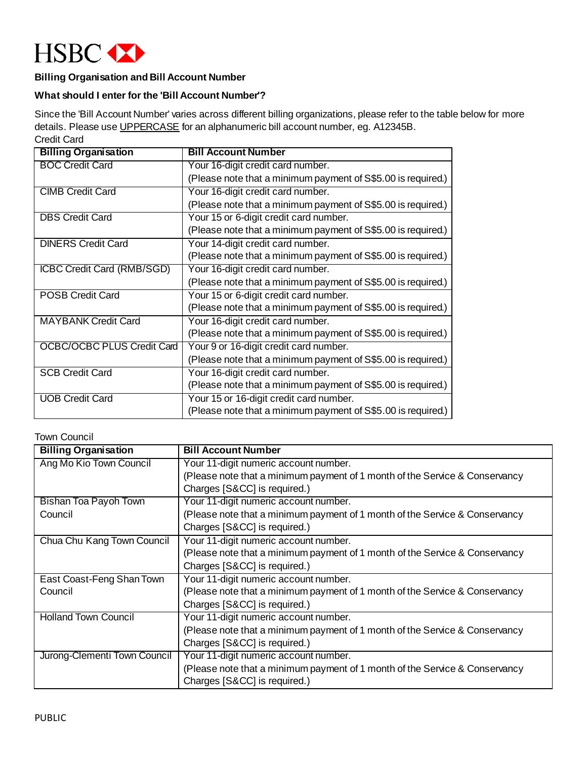HSBC

**Billing Organisation and Bill Account Number**

**What should I enter for the 'Bill Account Number'?**

Since the 'Bill Account Number' varies across different billing organizations, please refer to the table below for more details. Please use UPPERCASE for an alphanumeric bill account number, eg. A12345B.

Credit Card

| Billing Organisation | Bill Account Number |
|---|---|
| BOC Credit Card | Your 16-digit credit card number.<br>(Please note that a minimum payment of S$5.00 is required.) |
| CIMB Credit Card | Your 16-digit credit card number.<br>(Please note that a minimum payment of S$5.00 is required.) |
| DBS Credit Card | Your 15 or 6-digit credit card number.<br>(Please note that a minimum payment of S$5.00 is required.) |
| DINERS Credit Card | Your 14-digit credit card number.<br>(Please note that a minimum payment of S$5.00 is required.) |
| ICBC Credit Card (RMB/SGD) | Your 16-digit credit card number.<br>(Please note that a minimum payment of S$5.00 is required.) |
| POSB Credit Card | Your 15 or 6-digit credit card number.<br>(Please note that a minimum payment of S$5.00 is required.) |
| MAYBANK Credit Card | Your 16-digit credit card number.<br>(Please note that a minimum payment of S$5.00 is required.) |
| OCBC/OCBC PLUS Credit Card | Your 9 or 16-digit credit card number.<br>(Please note that a minimum payment of S$5.00 is required.) |
| SCB Credit Card | Your 16-digit credit card number.<br>(Please note that a minimum payment of S$5.00 is required.) |
| UOB Credit Card | Your 15 or 16-digit credit card number.<br>(Please note that a minimum payment of S$5.00 is required.) |

Town Council

| Billing Organisation | Bill Account Number |
|---|---|
| Ang Mo Kio Town Council | Your 11-digit numeric account number.<br>(Please note that a minimum payment of 1 month of the Service & Conservancy Charges [S&CC] is required.) |
| Bishan Toa Payoh Town Council | Your 11-digit numeric account number.<br>(Please note that a minimum payment of 1 month of the Service & Conservancy Charges [S&CC] is required.) |
| Chua Chu Kang Town Council | Your 11-digit numeric account number.<br>(Please note that a minimum payment of 1 month of the Service & Conservancy Charges [S&CC] is required.) |
| East Coast-Feng Shan Town Council | Your 11-digit numeric account number.<br>(Please note that a minimum payment of 1 month of the Service & Conservancy Charges [S&CC] is required.) |
| Holland Town Council | Your 11-digit numeric account number.<br>(Please note that a minimum payment of 1 month of the Service & Conservancy Charges [S&CC] is required.) |
| Jurong-Clementi Town Council | Your 11-digit numeric account number.<br>(Please note that a minimum payment of 1 month of the Service & Conservancy Charges [S&CC] is required.) |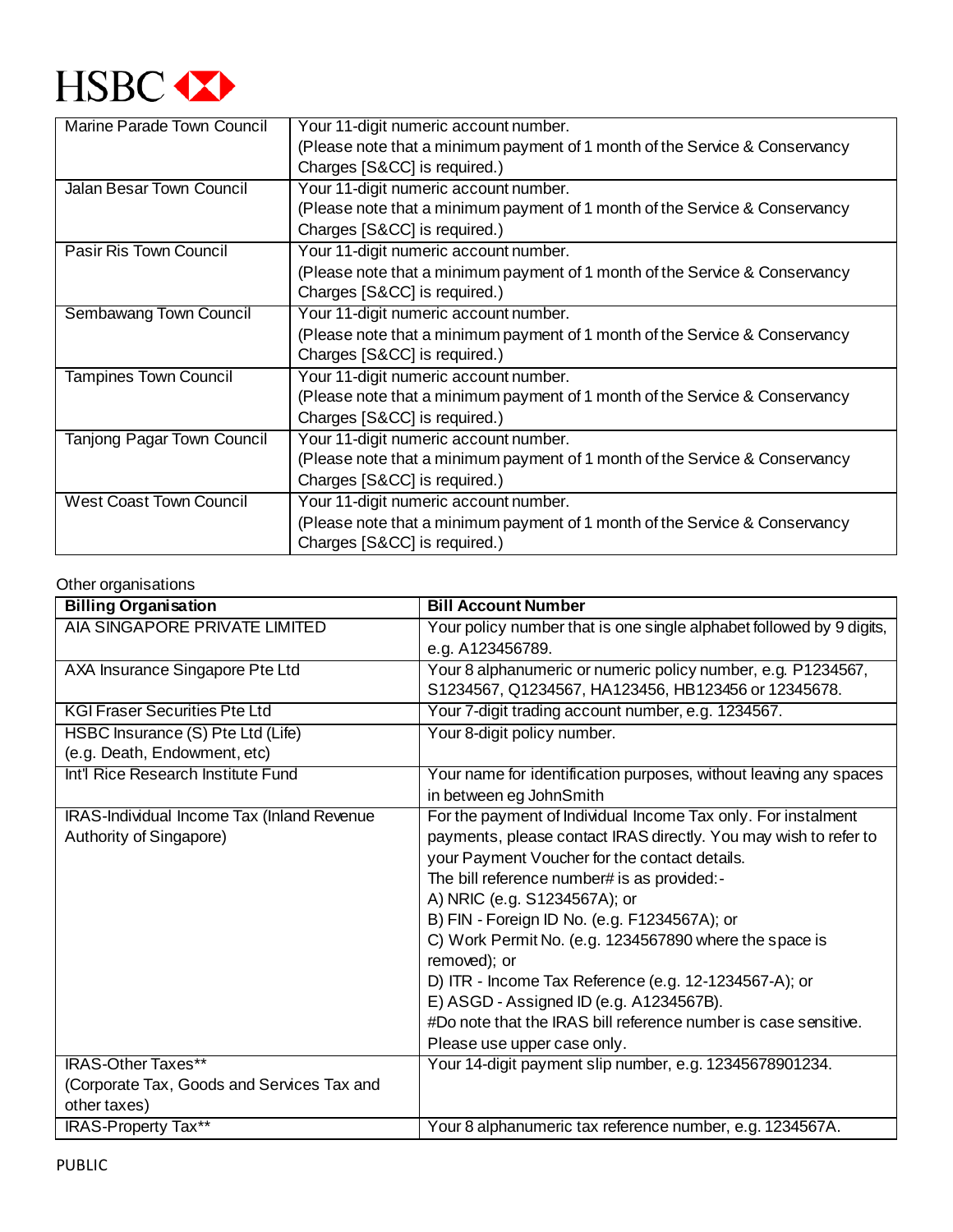| | |
|---|---|
| Marine Parade Town Council | Your 11-digit numeric account number.<br>(Please note that a minimum payment of 1 month of the Service & Conservancy Charges [S&CC] is required.) |
| Jalan Besar Town Council | Your 11-digit numeric account number.<br>(Please note that a minimum payment of 1 month of the Service & Conservancy Charges [S&CC] is required.) |
| Pasir Ris Town Council | Your 11-digit numeric account number.<br>(Please note that a minimum payment of 1 month of the Service & Conservancy Charges [S&CC] is required.) |
| Sembawang Town Council | Your 11-digit numeric account number.<br>(Please note that a minimum payment of 1 month of the Service & Conservancy Charges [S&CC] is required.) |
| Tampines Town Council | Your 11-digit numeric account number.<br>(Please note that a minimum payment of 1 month of the Service & Conservancy Charges [S&CC] is required.) |
| Tanjong Pagar Town Council | Your 11-digit numeric account number.<br>(Please note that a minimum payment of 1 month of the Service & Conservancy Charges [S&CC] is required.) |
| West Coast Town Council | Your 11-digit numeric account number.<br>(Please note that a minimum payment of 1 month of the Service & Conservancy Charges [S&CC] is required.) |

Other organisations

| **Billing Organisation** | **Bill Account Number** |
|---|---|
| AIA SINGAPORE PRIVATE LIMITED | Your policy number that is one single alphabet followed by 9 digits, e.g. A123456789. |
| AXA Insurance Singapore Pte Ltd | Your 8 alphanumeric or numeric policy number, e.g. P1234567, S1234567, Q1234567, HA123456, HB123456 or 12345678. |
| KGI Fraser Securities Pte Ltd | Your 7-digit trading account number, e.g. 1234567. |
| HSBC Insurance (S) Pte Ltd (Life)<br>(e.g. Death, Endowment, etc) | Your 8-digit policy number. |
| Int'l Rice Research Institute Fund | Your name for identification purposes, without leaving any spaces in between eg JohnSmith |
| IRAS-Individual Income Tax (Inland Revenue Authority of Singapore) | For the payment of Individual Income Tax only. For instalment payments, please contact IRAS directly. You may wish to refer to your Payment Voucher for the contact details.<br>The bill reference number# is as provided:-<br>A) NRIC (e.g. S1234567A); or<br>B) FIN - Foreign ID No. (e.g. F1234567A); or<br>C) Work Permit No. (e.g. 1234567890 where the space is removed); or<br>D) ITR - Income Tax Reference (e.g. 12-1234567-A); or<br>E) ASGD - Assigned ID (e.g. A1234567B).<br>#Do note that the IRAS bill reference number is case sensitive. Please use upper case only. |
| IRAS-Other Taxes**<br>(Corporate Tax, Goods and Services Tax and other taxes) | Your 14-digit payment slip number, e.g. 12345678901234. |
| IRAS-Property Tax** | Your 8 alphanumeric tax reference number, e.g. 1234567A. |

PUBLIC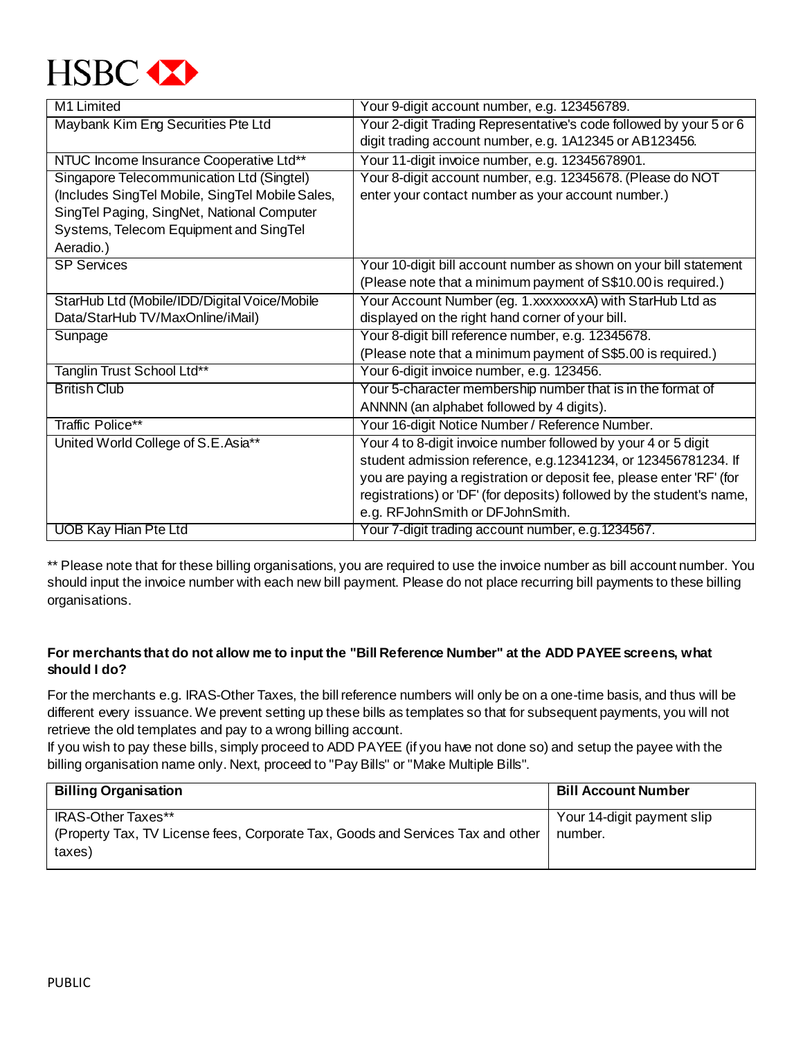| | |
|---|---|
| M1 Limited | Your 9-digit account number, e.g. 123456789. |
| Maybank Kim Eng Securities Pte Ltd | Your 2-digit Trading Representative's code followed by your 5 or 6 digit trading account number, e.g. 1A12345 or AB123456. |
| NTUC Income Insurance Cooperative Ltd** | Your 11-digit invoice number, e.g. 12345678901. |
| Singapore Telecommunication Ltd (Singtel) (Includes SingTel Mobile, SingTel Mobile Sales, SingTel Paging, SingNet, National Computer Systems, Telecom Equipment and SingTel Aeradio.) | Your 8-digit account number, e.g. 12345678. (Please do NOT enter your contact number as your account number.) |
| SP Services | Your 10-digit bill account number as shown on your bill statement (Please note that a minimum payment of S$10.00 is required.) |
| StarHub Ltd (Mobile/IDD/Digital Voice/Mobile Data/StarHub TV/MaxOnline/iMail) | Your Account Number (eg. 1.xxxxxxxxA) with StarHub Ltd as displayed on the right hand corner of your bill. |
| Sunpage | Your 8-digit bill reference number, e.g. 12345678. (Please note that a minimum payment of S$5.00 is required.) |
| Tanglin Trust School Ltd** | Your 6-digit invoice number, e.g. 123456. |
| British Club | Your 5-character membership number that is in the format of ANNNN (an alphabet followed by 4 digits). |
| Traffic Police** | Your 16-digit Notice Number / Reference Number. |
| United World College of S.E.Asia** | Your 4 to 8-digit invoice number followed by your 4 or 5 digit student admission reference, e.g.12341234, or 123456781234. If you are paying a registration or deposit fee, please enter 'RF' (for registrations) or 'DF' (for deposits) followed by the student's name, e.g. RFJohnSmith or DFJohnSmith. |
| UOB Kay Hian Pte Ltd | Your 7-digit trading account number, e.g.1234567. |

** Please note that for these billing organisations, you are required to use the invoice number as bill account number. You should input the invoice number with each new bill payment. Please do not place recurring bill payments to these billing organisations.

**For merchants that do not allow me to input the "Bill Reference Number" at the ADD PAYEE screens, what should I do?**

For the merchants e.g. IRAS-Other Taxes, the bill reference numbers will only be on a one-time basis, and thus will be different every issuance. We prevent setting up these bills as templates so that for subsequent payments, you will not retrieve the old templates and pay to a wrong billing account.

If you wish to pay these bills, simply proceed to ADD PAYEE (if you have not done so) and setup the payee with the billing organisation name only. Next, proceed to "Pay Bills" or "Make Multiple Bills".

| Billing Organisation | Bill Account Number |
|---|---|
| IRAS-Other Taxes** (Property Tax, TV License fees, Corporate Tax, Goods and Services Tax and other taxes) | Your 14-digit payment slip number. |